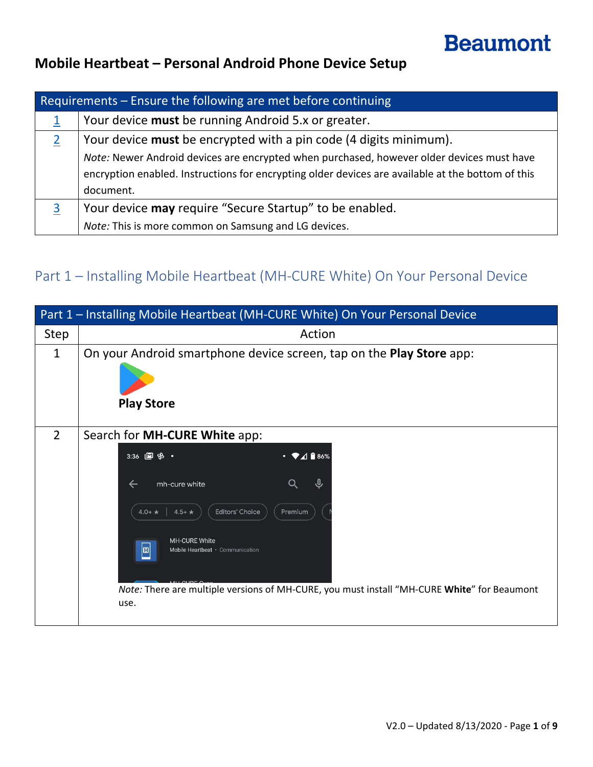Beaumont

# Mobile Heartbeat – Personal Android Phone Device Setup

| Requirements – Ensure the following are met before continuing | |
|---|---|
| 1 | Your device **must** be running Android 5.x or greater. |
| 2 | Your device **must** be encrypted with a pin code (4 digits minimum).<br>*Note:* Newer Android devices are encrypted when purchased, however older devices must have encryption enabled. Instructions for encrypting older devices are available at the bottom of this document. |
| 3 | Your device **may** require "Secure Startup" to be enabled.<br>*Note:* This is more common on Samsung and LG devices. |

## Part 1 – Installing Mobile Heartbeat (MH-CURE White) On Your Personal Device

| Step | Action |
|---|---|
| 1 | On your Android smartphone device screen, tap on the **Play Store** app:<br>**Play Store** |
| 2 | Search for **MH-CURE White** app:<br>*Note:* There are multiple versions of MH-CURE, you must install "MH-CURE **White**" for Beaumont use. |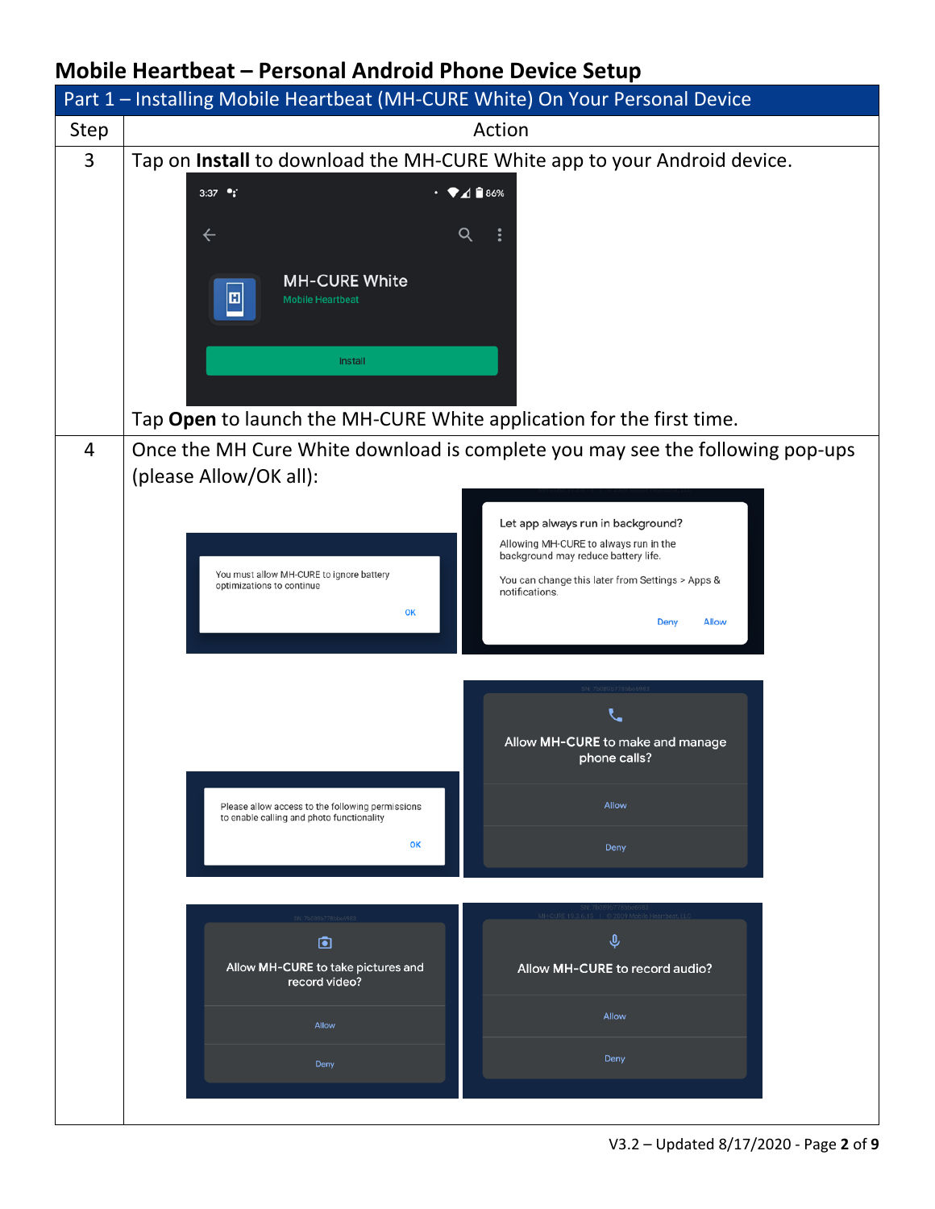# Mobile Heartbeat – Personal Android Phone Device Setup

| Part 1 – Installing Mobile Heartbeat (MH-CURE White) On Your Personal Device | |
|---|---|
| **Step** | **Action** |
| 3 | Tap on **Install** to download the MH-CURE White app to your Android device.<br><br>Tap **Open** to launch the MH-CURE White application for the first time. |
| 4 | Once the MH Cure White download is complete you may see the following pop-ups (please Allow/OK all): |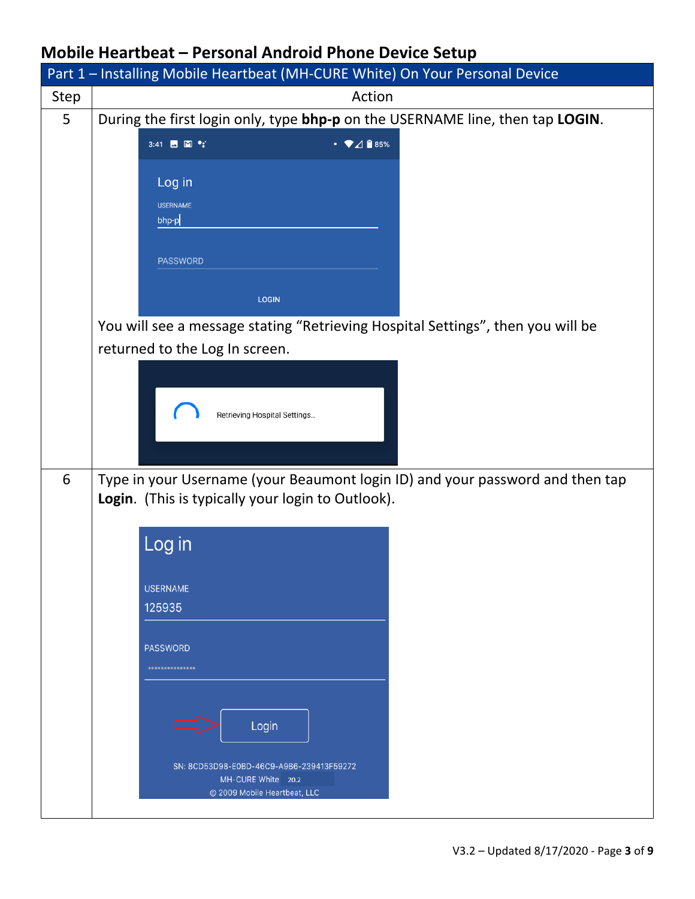# Mobile Heartbeat – Personal Android Phone Device Setup

| Part 1 – Installing Mobile Heartbeat (MH-CURE White) On Your Personal Device | |
|---|---|
| **Step** | **Action** |
| 5 | During the first login only, type **bhp-p** on the USERNAME line, then tap **LOGIN**. You will see a message stating “Retrieving Hospital Settings”, then you will be returned to the Log In screen. |
| 6 | Type in your Username (your Beaumont login ID) and your password and then tap **Login**. (This is typically your login to Outlook). |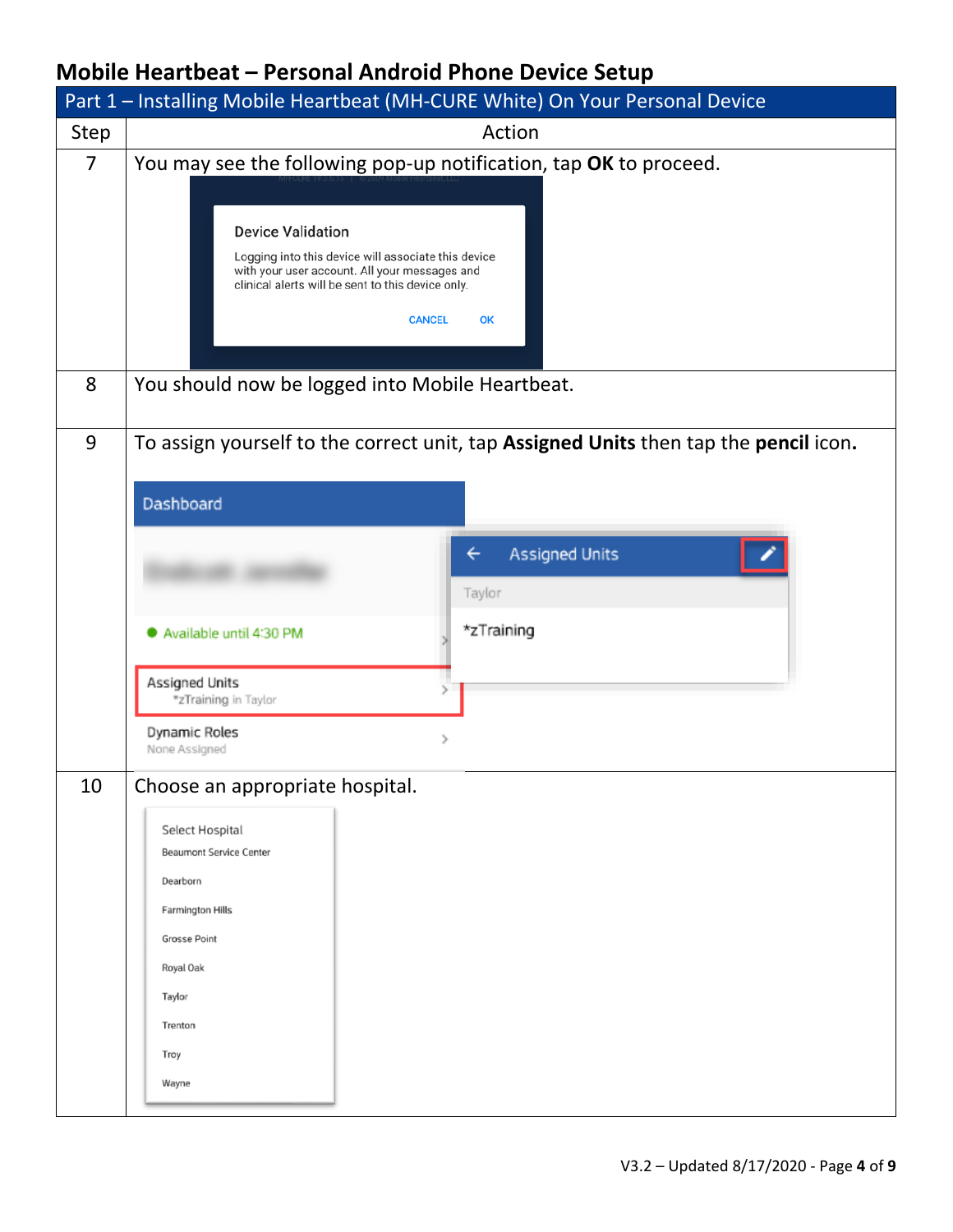# Mobile Heartbeat – Personal Android Phone Device Setup

| Part 1 – Installing Mobile Heartbeat (MH-CURE White) On Your Personal Device | |
|---|---|
| **Step** | **Action** |
| 7 | You may see the following pop-up notification, tap **OK** to proceed.<br>Device Validation<br>Logging into this device will associate this device with your user account. All your messages and clinical alerts will be sent to this device only.<br>CANCEL OK |
| 8 | You should now be logged into Mobile Heartbeat. |
| 9 | To assign yourself to the correct unit, tap **Assigned Units** then tap the **pencil** icon.<br>Dashboard<br>Available until 4:30 PM<br>Assigned Units<br>*zTraining in Taylor<br>Dynamic Roles<br>None Assigned<br>Assigned Units<br>Taylor<br>*zTraining |
| 10 | Choose an appropriate hospital.<br>Select Hospital<br>Beaumont Service Center<br>Dearborn<br>Farmington Hills<br>Grosse Point<br>Royal Oak<br>Taylor<br>Trenton<br>Troy<br>Wayne |

V3.2 – Updated 8/17/2020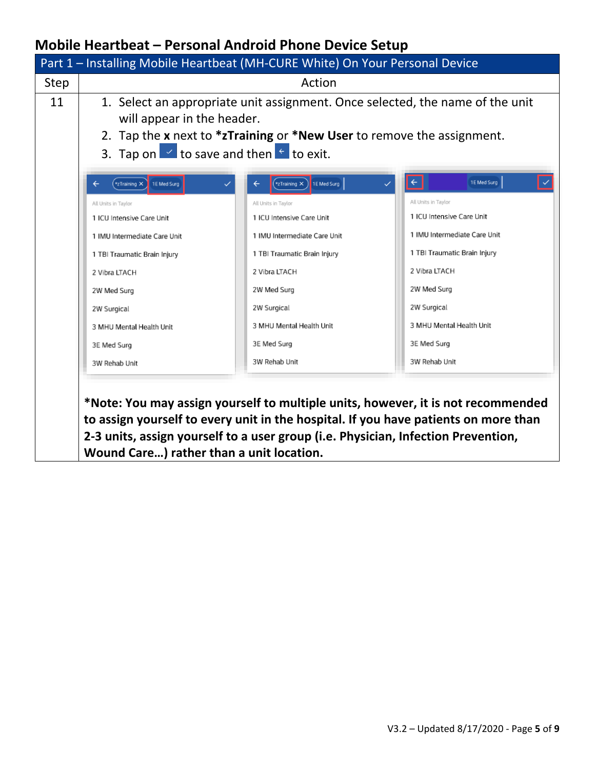# Mobile Heartbeat – Personal Android Phone Device Setup

| Part 1 – Installing Mobile Heartbeat (MH-CURE White) On Your Personal Device | |
|---|---|
| **Step** | **Action** |
| 11 | 1. Select an appropriate unit assignment. Once selected, the name of the unit will appear in the header.<br>2. Tap the **x** next to **\*zTraining** or **\*New User** to remove the assignment.<br>3. Tap on ✓ to save and then ← to exit.<br><br>**\*Note: You may assign yourself to multiple units, however, it is not recommended to assign yourself to every unit in the hospital. If you have patients on more than 2-3 units, assign yourself to a user group (i.e. Physician, Infection Prevention, Wound Care…) rather than a unit location.** |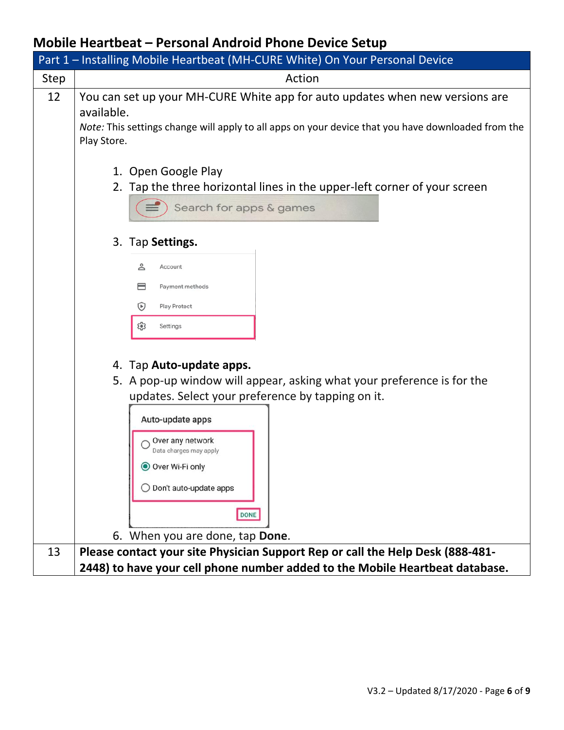# Mobile Heartbeat – Personal Android Phone Device Setup

| Part 1 – Installing Mobile Heartbeat (MH-CURE White) On Your Personal Device | |
|---|---|
| **Step** | **Action** |
| 12 | You can set up your MH-CURE White app for auto updates when new versions are available.<br>*Note:* This settings change will apply to all apps on your device that you have downloaded from the Play Store.<br><br>1. Open Google Play<br>2. Tap the three horizontal lines in the upper-left corner of your screen<br>3. Tap **Settings.**<br>4. Tap **Auto-update apps.**<br>5. A pop-up window will appear, asking what your preference is for the updates. Select your preference by tapping on it.<br>6. When you are done, tap **Done**. |
| 13 | **Please contact your site Physician Support Rep or call the Help Desk (888-481-2448) to have your cell phone number added to the Mobile Heartbeat database.** |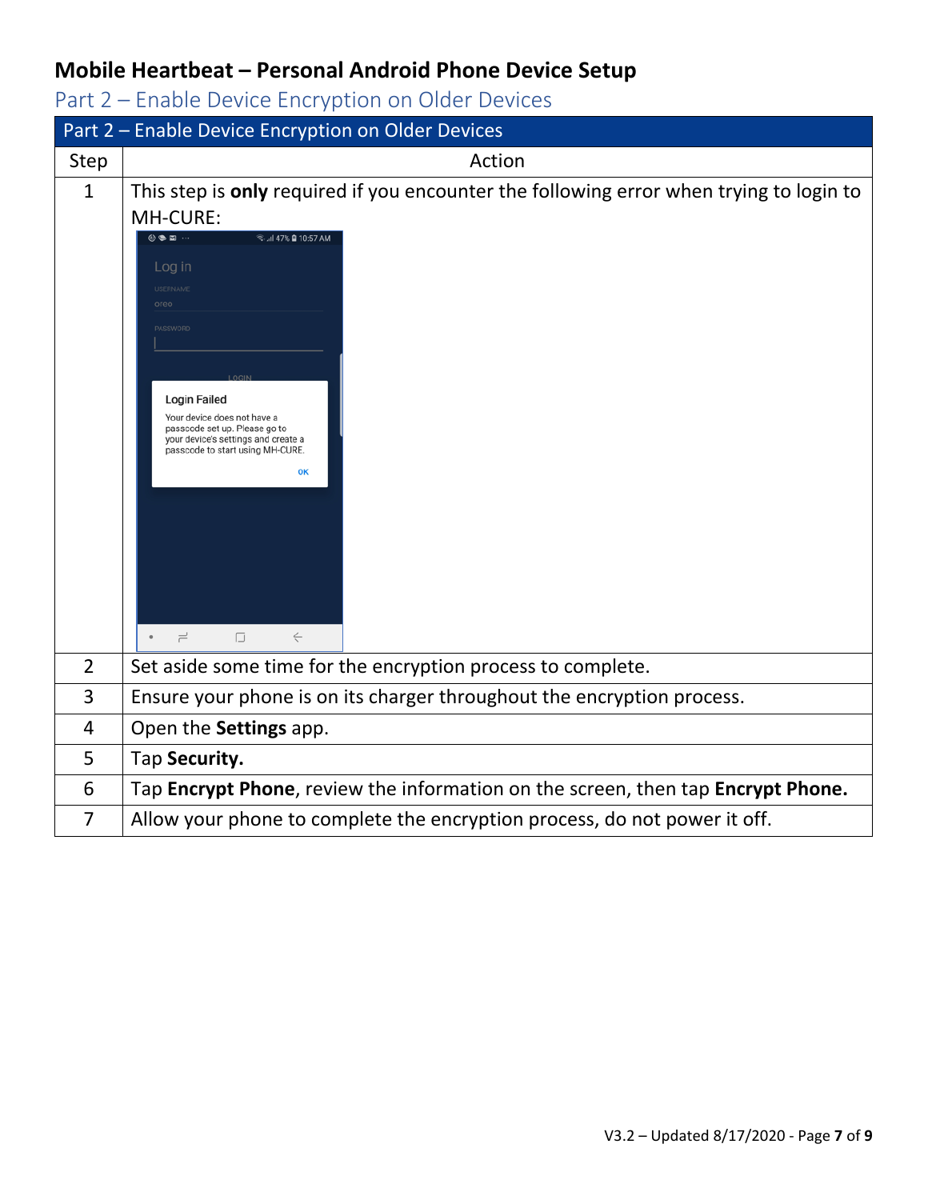# Mobile Heartbeat – Personal Android Phone Device Setup

## Part 2 – Enable Device Encryption on Older Devices

| Part 2 – Enable Device Encryption on Older Devices | |
|---|---|
| **Step** | **Action** |
| 1 | This step is **only** required if you encounter the following error when trying to login to MH-CURE: |
| 2 | Set aside some time for the encryption process to complete. |
| 3 | Ensure your phone is on its charger throughout the encryption process. |
| 4 | Open the **Settings** app. |
| 5 | Tap **Security.** |
| 6 | Tap **Encrypt Phone**, review the information on the screen, then tap **Encrypt Phone.** |
| 7 | Allow your phone to complete the encryption process, do not power it off. |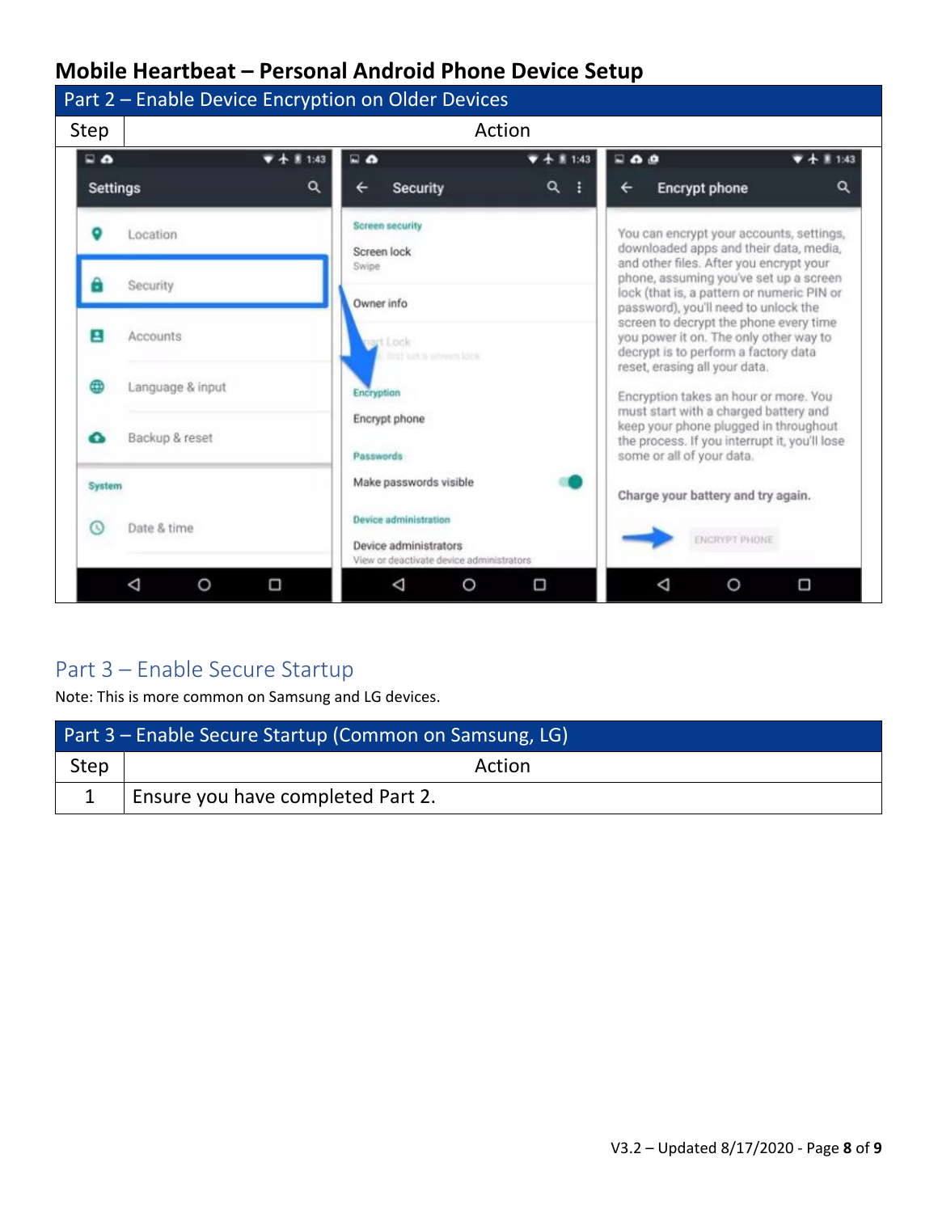## Mobile Heartbeat – Personal Android Phone Device Setup

| Part 2 – Enable Device Encryption on Older Devices | |
|---|---|
| Step | Action |

### Part 3 – Enable Secure Startup

Note: This is more common on Samsung and LG devices.

| Part 3 – Enable Secure Startup (Common on Samsung, LG) | |
|---|---|
| Step | Action |
| 1 | Ensure you have completed Part 2. |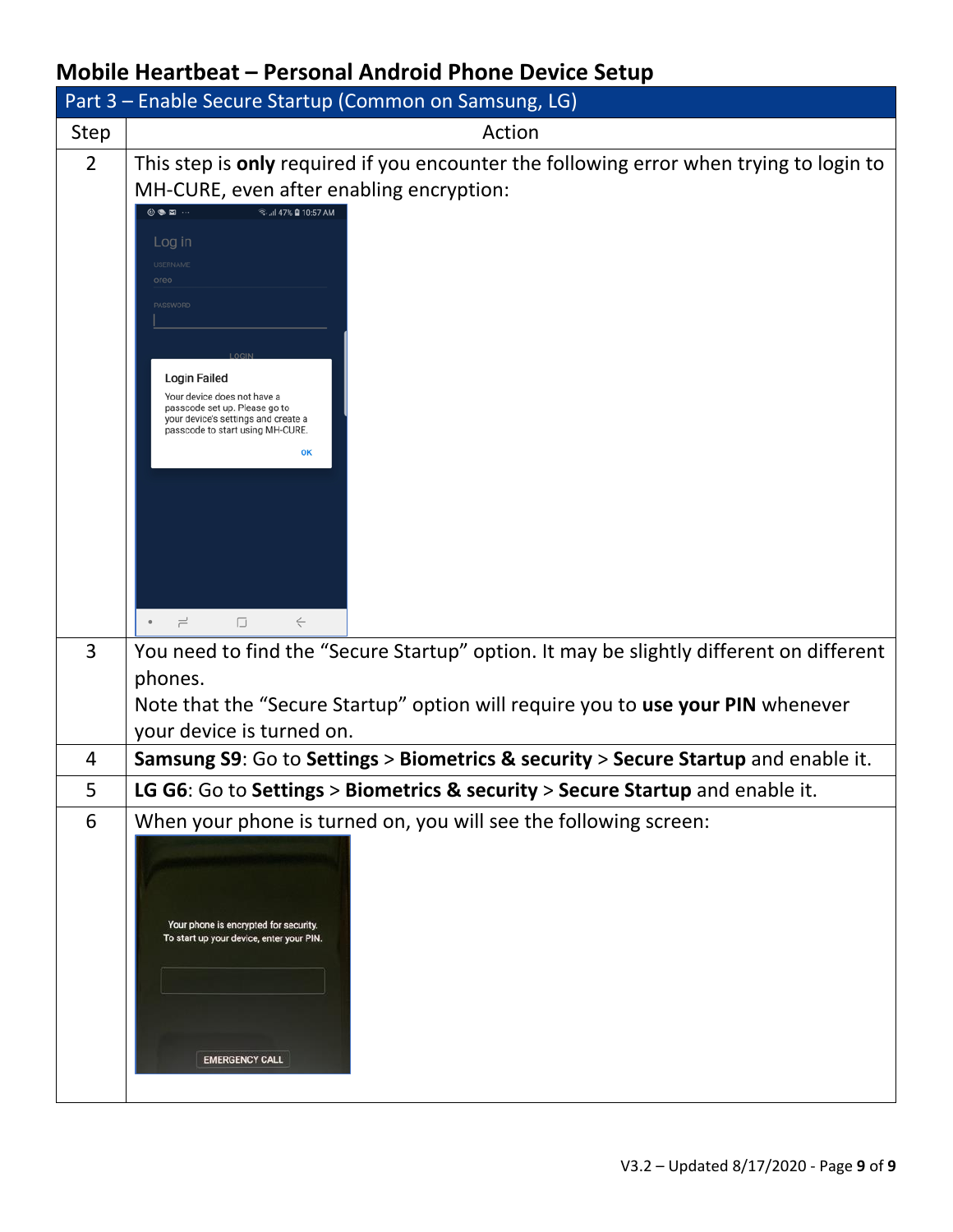# Mobile Heartbeat – Personal Android Phone Device Setup

| Part 3 – Enable Secure Startup (Common on Samsung, LG) | |
|---|---|
| Step | Action |
| 2 | This step is **only** required if you encounter the following error when trying to login to MH-CURE, even after enabling encryption: |
| 3 | You need to find the “Secure Startup” option. It may be slightly different on different phones.<br>Note that the “Secure Startup” option will require you to **use your PIN** whenever your device is turned on. |
| 4 | **Samsung S9**: Go to **Settings** > **Biometrics & security** > **Secure Startup** and enable it. |
| 5 | **LG G6**: Go to **Settings** > **Biometrics & security** > **Secure Startup** and enable it. |
| 6 | When your phone is turned on, you will see the following screen: |